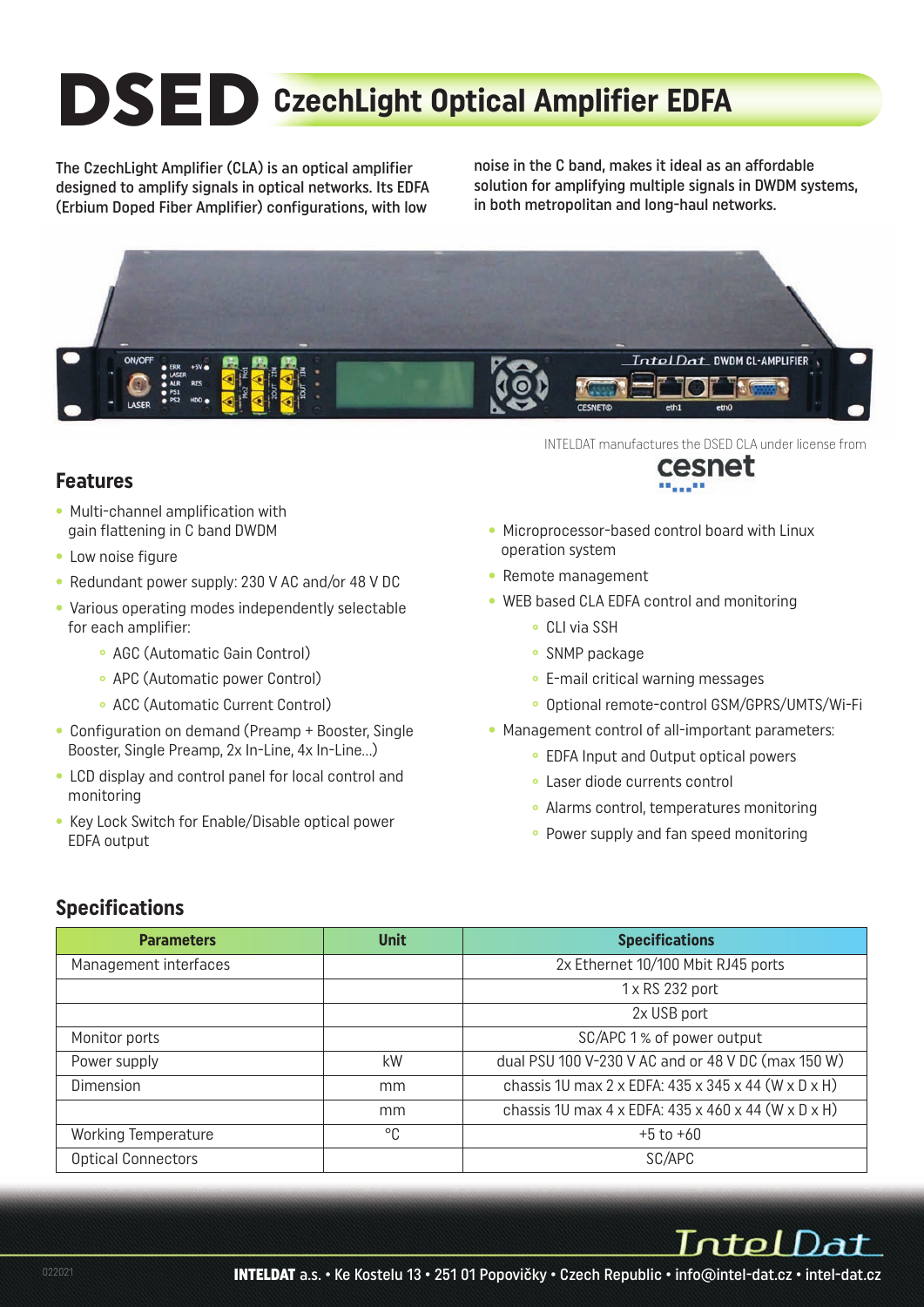# DSED CzechLight Optical Amplifier EDFA

The CzechLight Amplifier (CLA) is an optical amplifier designed to amplify signals in optical networks. Its EDFA (Erbium Doped Fiber Amplifier) configurations, with low noise in the C band, makes it ideal as an affordable solution for amplifying multiple signals in DWDM systems, in both metropolitan and long-haul networks.

INTELDAT manufactures the DSED CLA under license from cesnet

## Features

- Multi-channel amplification with gain flattening in C band DWDM
- Low noise figure
- Redundant power supply: 230 V AC and/or 48 V DC
- Various operating modes independently selectable for each amplifier:
  - AGC (Automatic Gain Control)
  - APC (Automatic power Control)
  - ACC (Automatic Current Control)
- Configuration on demand (Preamp + Booster, Single Booster, Single Preamp, 2x In-Line, 4x In-Line…)
- LCD display and control panel for local control and monitoring
- Key Lock Switch for Enable/Disable optical power EDFA output
- Microprocessor-based control board with Linux operation system
- Remote management
- WEB based CLA EDFA control and monitoring
  - CLI via SSH
  - SNMP package
  - E-mail critical warning messages
  - Optional remote-control GSM/GPRS/UMTS/Wi-Fi
- Management control of all-important parameters:
  - EDFA Input and Output optical powers
  - Laser diode currents control
  - Alarms control, temperatures monitoring
  - Power supply and fan speed monitoring

## Specifications

| Parameters | Unit | Specifications |
| --- | --- | --- |
| Management interfaces | | 2x Ethernet 10/100 Mbit RJ45 ports |
| | | 1 x RS 232 port |
| | | 2x USB port |
| Monitor ports | | SC/APC 1 % of power output |
| Power supply | kW | dual PSU 100 V-230 V AC and or 48 V DC (max 150 W) |
| Dimension | mm | chassis 1U max 2 x EDFA: 435 x 345 x 44 (W x D x H) |
| | mm | chassis 1U max 4 x EDFA: 435 x 460 x 44 (W x D x H) |
| Working Temperature | °C | +5 to +60 |
| Optical Connectors | | SC/APC |

**INTELDAT** a.s. • Ke Kostelu 13 • 251 01 Popovičky • Czech Republic • info@intel-dat.cz • intel-dat.cz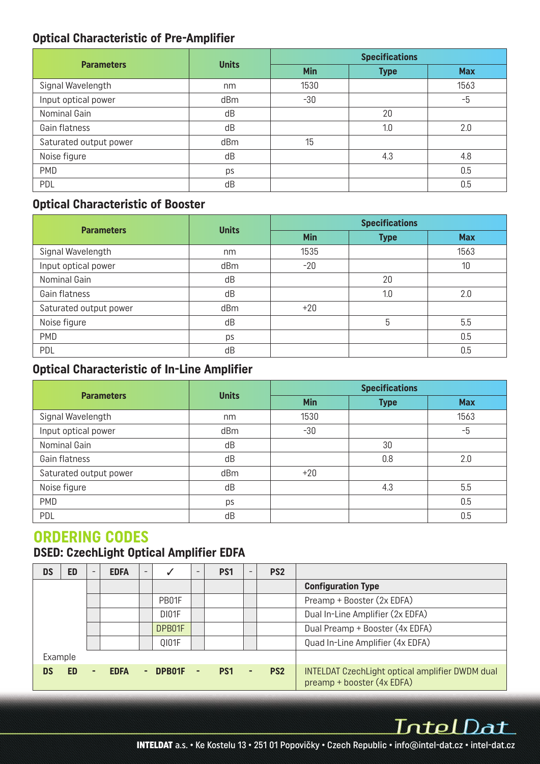## Optical Characteristic of Pre-Amplifier

| Parameters | Units | Specifications | | |
|---|---|---|---|---|
| | | Min | Type | Max |
| Signal Wavelength | nm | 1530 | | 1563 |
| Input optical power | dBm | -30 | | -5 |
| Nominal Gain | dB | | 20 | |
| Gain flatness | dB | | 1.0 | 2.0 |
| Saturated output power | dBm | 15 | | |
| Noise figure | dB | | 4.3 | 4.8 |
| PMD | ps | | | 0.5 |
| PDL | dB | | | 0.5 |

## Optical Characteristic of Booster

| Parameters | Units | Specifications | | |
|---|---|---|---|---|
| | | Min | Type | Max |
| Signal Wavelength | nm | 1535 | | 1563 |
| Input optical power | dBm | -20 | | 10 |
| Nominal Gain | dB | | 20 | |
| Gain flatness | dB | | 1.0 | 2.0 |
| Saturated output power | dBm | +20 | | |
| Noise figure | dB | | 5 | 5.5 |
| PMD | ps | | | 0.5 |
| PDL | dB | | | 0.5 |

## Optical Characteristic of In-Line Amplifier

| Parameters | Units | Specifications | | |
|---|---|---|---|---|
| | | Min | Type | Max |
| Signal Wavelength | nm | 1530 | | 1563 |
| Input optical power | dBm | -30 | | -5 |
| Nominal Gain | dB | | 30 | |
| Gain flatness | dB | | 0.8 | 2.0 |
| Saturated output power | dBm | +20 | | |
| Noise figure | dB | | 4.3 | 5.5 |
| PMD | ps | | | 0.5 |
| PDL | dB | | | 0.5 |

# ORDERING CODES

## DSED: CzechLight Optical Amplifier EDFA

| DS | ED | - | EDFA | - | ✓ | - | PS1 | - | PS2 | |
|---|---|---|---|---|---|---|---|---|---|---|
| | | | | | | | | | | **Configuration Type** |
| | | | | | PB01F | | | | | Preamp + Booster (2x EDFA) |
| | | | | | DI01F | | | | | Dual In-Line Amplifier (2x EDFA) |
| | | | | | DPB01F | | | | | Dual Preamp + Booster (4x EDFA) |
| | | | | | QI01F | | | | | Quad In-Line Amplifier (4x EDFA) |
| Example | | | | | | | | | | |
| **DS** | **ED** | **-** | **EDFA** | **-** | **DPB01F** | **-** | **PS1** | **-** | **PS2** | INTELDAT CzechLight optical amplifier DWDM dual preamp + booster (4x EDFA) |

**INTELDAT** a.s. • Ke Kostelu 13 • 251 01 Popovičky • Czech Republic • info@intel-dat.cz • intel-dat.cz